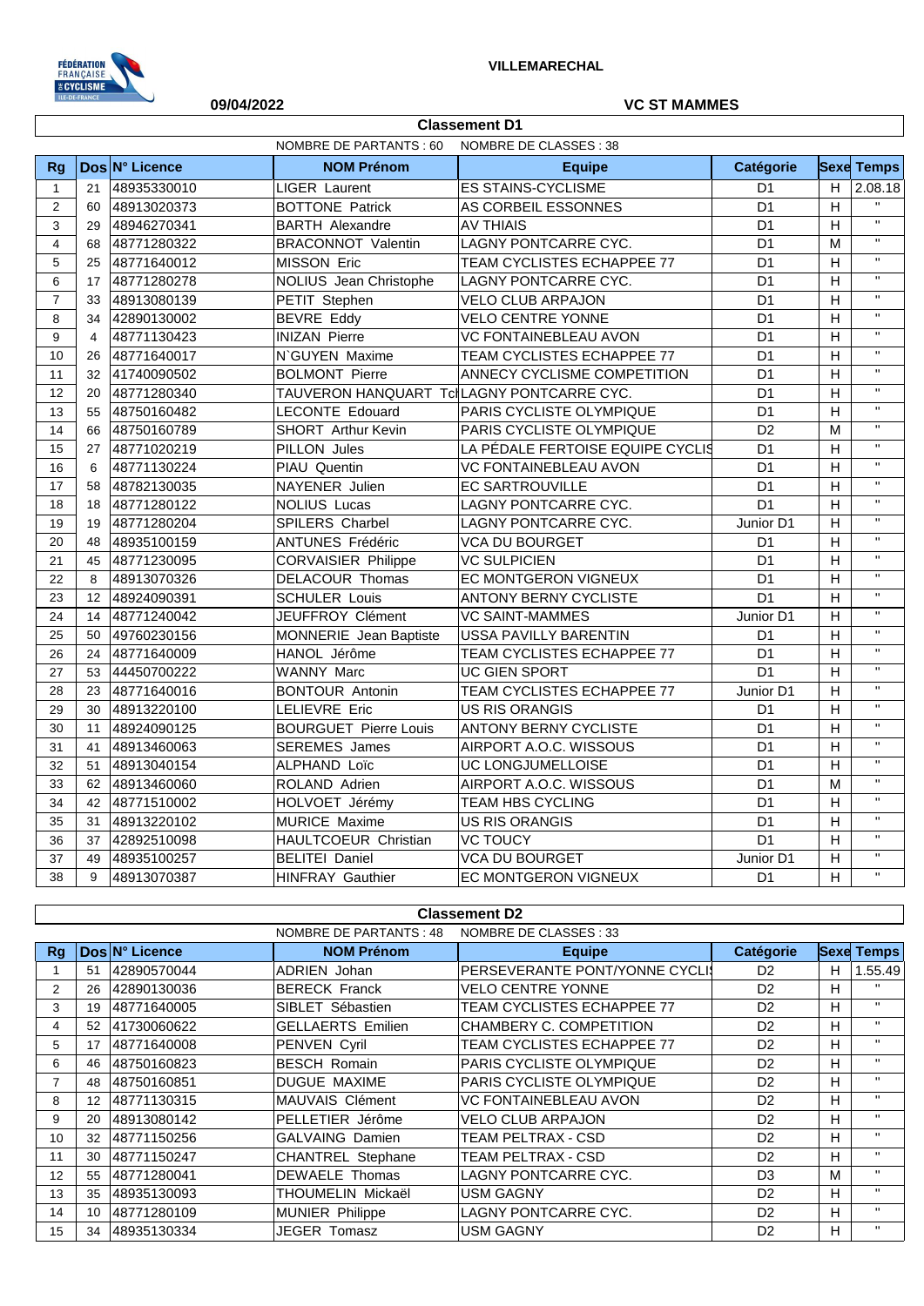VILLEMARECHAL

09/04/2022

VC ST MAMMES

## Classement D1

NOMBRE DE PARTANTS : 60 NOMBRE DE CLASSES : 38

| Rg | Dos | N° Licence | NOM Prénom | Equipe | Catégorie | Sexe | Temps |
|---|---|---|---|---|---|---|---|
| 1 | 21 | 48935330010 | LIGER Laurent | ES STAINS-CYCLISME | D1 | H | 2.08.18 |
| 2 | 60 | 48913020373 | BOTTONE Patrick | AS CORBEIL ESSONNES | D1 | H | " |
| 3 | 29 | 48946270341 | BARTH Alexandre | AV THIAIS | D1 | H | " |
| 4 | 68 | 48771280322 | BRACONNOT Valentin | LAGNY PONTCARRE CYC. | D1 | M | " |
| 5 | 25 | 48771640012 | MISSON Eric | TEAM CYCLISTES ECHAPPEE 77 | D1 | H | " |
| 6 | 17 | 48771280278 | NOLIUS Jean Christophe | LAGNY PONTCARRE CYC. | D1 | H | " |
| 7 | 33 | 48913080139 | PETIT Stephen | VELO CLUB ARPAJON | D1 | H | " |
| 8 | 34 | 42890130002 | BEVRE Eddy | VELO CENTRE YONNE | D1 | H | " |
| 9 | 4 | 48771130423 | INIZAN Pierre | VC FONTAINEBLEAU AVON | D1 | H | " |
| 10 | 26 | 48771640017 | N`GUYEN Maxime | TEAM CYCLISTES ECHAPPEE 77 | D1 | H | " |
| 11 | 32 | 41740090502 | BOLMONT Pierre | ANNECY CYCLISME COMPETITION | D1 | H | " |
| 12 | 20 | 48771280340 | TAUVERON HANQUART Tc | LAGNY PONTCARRE CYC. | D1 | H | " |
| 13 | 55 | 48750160482 | LECONTE Edouard | PARIS CYCLISTE OLYMPIQUE | D1 | H | " |
| 14 | 66 | 48750160789 | SHORT Arthur Kevin | PARIS CYCLISTE OLYMPIQUE | D2 | M | " |
| 15 | 27 | 48771020219 | PILLON Jules | LA PÉDALE FERTOISE EQUIPE CYCLIS | D1 | H | " |
| 16 | 6 | 48771130224 | PIAU Quentin | VC FONTAINEBLEAU AVON | D1 | H | " |
| 17 | 58 | 48782130035 | NAYENER Julien | EC SARTROUVILLE | D1 | H | " |
| 18 | 18 | 48771280122 | NOLIUS Lucas | LAGNY PONTCARRE CYC. | D1 | H | " |
| 19 | 19 | 48771280204 | SPILERS Charbel | LAGNY PONTCARRE CYC. | Junior D1 | H | " |
| 20 | 48 | 48935100159 | ANTUNES Frédéric | VCA DU BOURGET | D1 | H | " |
| 21 | 45 | 48771230095 | CORVAISIER Philippe | VC SULPICIEN | D1 | H | " |
| 22 | 8 | 48913070326 | DELACOUR Thomas | EC MONTGERON VIGNEUX | D1 | H | " |
| 23 | 12 | 48924090391 | SCHULER Louis | ANTONY BERNY CYCLISTE | D1 | H | " |
| 24 | 14 | 48771240042 | JEUFFROY Clément | VC SAINT-MAMMES | Junior D1 | H | " |
| 25 | 50 | 49760230156 | MONNERIE Jean Baptiste | USSA PAVILLY BARENTIN | D1 | H | " |
| 26 | 24 | 48771640009 | HANOL Jérôme | TEAM CYCLISTES ECHAPPEE 77 | D1 | H | " |
| 27 | 53 | 44450700222 | WANNY Marc | UC GIEN SPORT | D1 | H | " |
| 28 | 23 | 48771640016 | BONTOUR Antonin | TEAM CYCLISTES ECHAPPEE 77 | Junior D1 | H | " |
| 29 | 30 | 48913220100 | LELIEVRE Eric | US RIS ORANGIS | D1 | H | " |
| 30 | 11 | 48924090125 | BOURGUET Pierre Louis | ANTONY BERNY CYCLISTE | D1 | H | " |
| 31 | 41 | 48913460063 | SEREMES James | AIRPORT A.O.C. WISSOUS | D1 | H | " |
| 32 | 51 | 48913040154 | ALPHAND Loïc | UC LONGJUMELLOISE | D1 | H | " |
| 33 | 62 | 48913460060 | ROLAND Adrien | AIRPORT A.O.C. WISSOUS | D1 | M | " |
| 34 | 42 | 48771510002 | HOLVOET Jérémy | TEAM HBS CYCLING | D1 | H | " |
| 35 | 31 | 48913220102 | MURICE Maxime | US RIS ORANGIS | D1 | H | " |
| 36 | 37 | 42892510098 | HAULTCOEUR Christian | VC TOUCY | D1 | H | " |
| 37 | 49 | 48935100257 | BELITEI Daniel | VCA DU BOURGET | Junior D1 | H | " |
| 38 | 9 | 48913070387 | HINFRAY Gauthier | EC MONTGERON VIGNEUX | D1 | H | " |

## Classement D2

NOMBRE DE PARTANTS : 48 NOMBRE DE CLASSES : 33

| Rg | Dos | N° Licence | NOM Prénom | Equipe | Catégorie | Sexe | Temps |
|---|---|---|---|---|---|---|---|
| 1 | 51 | 42890570044 | ADRIEN Johan | PERSEVERANTE PONT/YONNE CYCLI | D2 | H | 1.55.49 |
| 2 | 26 | 42890130036 | BERECK Franck | VELO CENTRE YONNE | D2 | H | " |
| 3 | 19 | 48771640005 | SIBLET Sébastien | TEAM CYCLISTES ECHAPPEE 77 | D2 | H | " |
| 4 | 52 | 41730060622 | GELLAERTS Emilien | CHAMBERY C. COMPETITION | D2 | H | " |
| 5 | 17 | 48771640008 | PENVEN Cyril | TEAM CYCLISTES ECHAPPEE 77 | D2 | H | " |
| 6 | 46 | 48750160823 | BESCH Romain | PARIS CYCLISTE OLYMPIQUE | D2 | H | " |
| 7 | 48 | 48750160851 | DUGUE MAXIME | PARIS CYCLISTE OLYMPIQUE | D2 | H | " |
| 8 | 12 | 48771130315 | MAUVAIS Clément | VC FONTAINEBLEAU AVON | D2 | H | " |
| 9 | 20 | 48913080142 | PELLETIER Jérôme | VELO CLUB ARPAJON | D2 | H | " |
| 10 | 32 | 48771150256 | GALVAING Damien | TEAM PELTRAX - CSD | D2 | H | " |
| 11 | 30 | 48771150247 | CHANTREL Stephane | TEAM PELTRAX - CSD | D2 | H | " |
| 12 | 55 | 48771280041 | DEWAELE Thomas | LAGNY PONTCARRE CYC. | D3 | M | " |
| 13 | 35 | 48935130093 | THOUMELIN Mickaël | USM GAGNY | D2 | H | " |
| 14 | 10 | 48771280109 | MUNIER Philippe | LAGNY PONTCARRE CYC. | D2 | H | " |
| 15 | 34 | 48935130334 | JEGER Tomasz | USM GAGNY | D2 | H | " |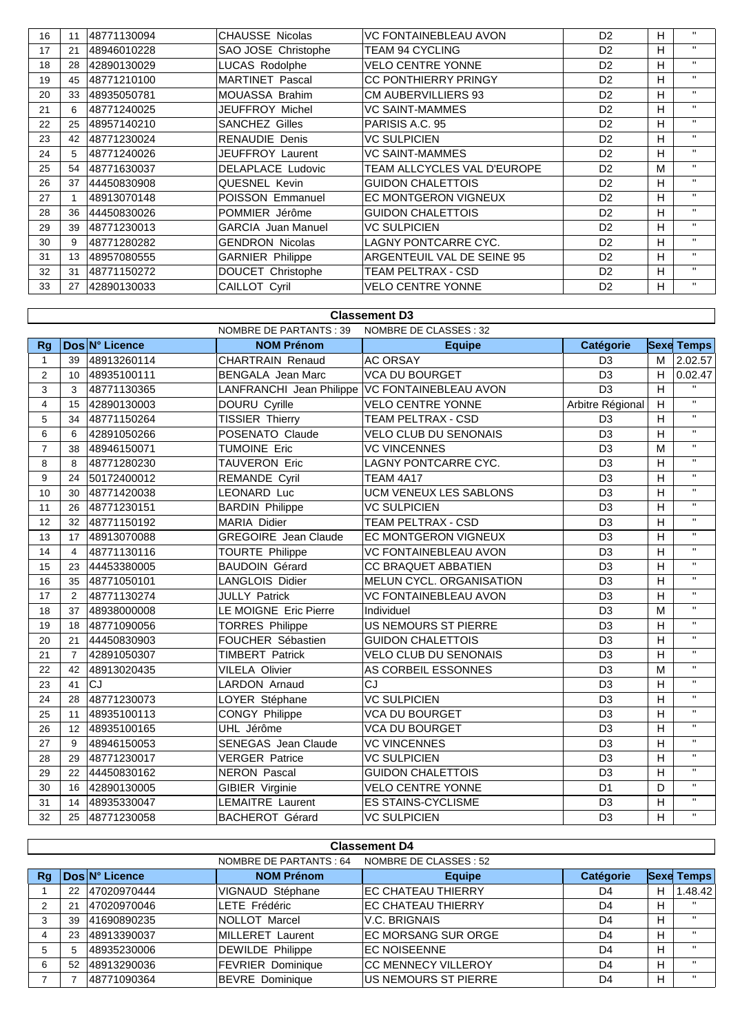| Rg | Dos | N° Licence | NOM Prénom | Equipe | Catégorie | Sexe | Temps |
|---|---|---|---|---|---|---|---|
| 16 | 11 | 48771130094 | CHAUSSE Nicolas | VC FONTAINEBLEAU AVON | D2 | H | " |
| 17 | 21 | 48946010228 | SAO JOSE Christophe | TEAM 94 CYCLING | D2 | H | " |
| 18 | 28 | 42890130029 | LUCAS Rodolphe | VELO CENTRE YONNE | D2 | H | " |
| 19 | 45 | 48771210100 | MARTINET Pascal | CC PONTHIERRY PRINGY | D2 | H | " |
| 20 | 33 | 48935050781 | MOUASSA Brahim | CM AUBERVILLIERS 93 | D2 | H | " |
| 21 | 6 | 48771240025 | JEUFFROY Michel | VC SAINT-MAMMES | D2 | H | " |
| 22 | 25 | 48957140210 | SANCHEZ Gilles | PARISIS A.C. 95 | D2 | H | " |
| 23 | 42 | 48771230024 | RENAUDIE Denis | VC SULPICIEN | D2 | H | " |
| 24 | 5 | 48771240026 | JEUFFROY Laurent | VC SAINT-MAMMES | D2 | H | " |
| 25 | 54 | 48771630037 | DELAPLACE Ludovic | TEAM ALLCYCLES VAL D'EUROPE | D2 | M | " |
| 26 | 37 | 44450830908 | QUESNEL Kevin | GUIDON CHALETTOIS | D2 | H | " |
| 27 | 1 | 48913070148 | POISSON Emmanuel | EC MONTGERON VIGNEUX | D2 | H | " |
| 28 | 36 | 44450830026 | POMMIER Jérôme | GUIDON CHALETTOIS | D2 | H | " |
| 29 | 39 | 48771230013 | GARCIA Juan Manuel | VC SULPICIEN | D2 | H | " |
| 30 | 9 | 48771280282 | GENDRON Nicolas | LAGNY PONTCARRE CYC. | D2 | H | " |
| 31 | 13 | 48957080555 | GARNIER Philippe | ARGENTEUIL VAL DE SEINE 95 | D2 | H | " |
| 32 | 31 | 48771150272 | DOUCET Christophe | TEAM PELTRAX - CSD | D2 | H | " |
| 33 | 27 | 42890130033 | CAILLOT Cyril | VELO CENTRE YONNE | D2 | H | " |

## Classement D3

NOMBRE DE PARTANTS : 39 NOMBRE DE CLASSES : 32

| Rg | Dos | N° Licence | NOM Prénom | Equipe | Catégorie | Sexe | Temps |
|---|---|---|---|---|---|---|---|
| 1 | 39 | 48913260114 | CHARTRAIN Renaud | AC ORSAY | D3 | M | 2.02.57 |
| 2 | 10 | 48935100111 | BENGALA Jean Marc | VCA DU BOURGET | D3 | H | 0.02.47 |
| 3 | 3 | 48771130365 | LANFRANCHI Jean Philippe | VC FONTAINEBLEAU AVON | D3 | H | " |
| 4 | 15 | 42890130003 | DOURU Cyrille | VELO CENTRE YONNE | Arbitre Régional | H | " |
| 5 | 34 | 48771150264 | TISSIER Thierry | TEAM PELTRAX - CSD | D3 | H | " |
| 6 | 6 | 42891050266 | POSENATO Claude | VELO CLUB DU SENONAIS | D3 | H | " |
| 7 | 38 | 48946150071 | TUMOINE Eric | VC VINCENNES | D3 | M | " |
| 8 | 8 | 48771280230 | TAUVERON Eric | LAGNY PONTCARRE CYC. | D3 | H | " |
| 9 | 24 | 50172400012 | REMANDE Cyril | TEAM 4A17 | D3 | H | " |
| 10 | 30 | 48771420038 | LEONARD Luc | UCM VENEUX LES SABLONS | D3 | H | " |
| 11 | 26 | 48771230151 | BARDIN Philippe | VC SULPICIEN | D3 | H | " |
| 12 | 32 | 48771150192 | MARIA Didier | TEAM PELTRAX - CSD | D3 | H | " |
| 13 | 17 | 48913070088 | GREGOIRE Jean Claude | EC MONTGERON VIGNEUX | D3 | H | " |
| 14 | 4 | 48771130116 | TOURTE Philippe | VC FONTAINEBLEAU AVON | D3 | H | " |
| 15 | 23 | 44453380005 | BAUDOIN Gérard | CC BRAQUET ABBATIEN | D3 | H | " |
| 16 | 35 | 48771050101 | LANGLOIS Didier | MELUN CYCL. ORGANISATION | D3 | H | " |
| 17 | 2 | 48771130274 | JULLY Patrick | VC FONTAINEBLEAU AVON | D3 | H | " |
| 18 | 37 | 48938000008 | LE MOIGNE Eric Pierre | Individuel | D3 | M | " |
| 19 | 18 | 48771090056 | TORRES Philippe | US NEMOURS ST PIERRE | D3 | H | " |
| 20 | 21 | 44450830903 | FOUCHER Sébastien | GUIDON CHALETTOIS | D3 | H | " |
| 21 | 7 | 42891050307 | TIMBERT Patrick | VELO CLUB DU SENONAIS | D3 | H | " |
| 22 | 42 | 48913020435 | VILELA Olivier | AS CORBEIL ESSONNES | D3 | M | " |
| 23 | 41 | CJ | LARDON Arnaud | CJ | D3 | H | " |
| 24 | 28 | 48771230073 | LOYER Stéphane | VC SULPICIEN | D3 | H | " |
| 25 | 11 | 48935100113 | CONGY Philippe | VCA DU BOURGET | D3 | H | " |
| 26 | 12 | 48935100165 | UHL Jérôme | VCA DU BOURGET | D3 | H | " |
| 27 | 9 | 48946150053 | SENEGAS Jean Claude | VC VINCENNES | D3 | H | " |
| 28 | 29 | 48771230017 | VERGER Patrice | VC SULPICIEN | D3 | H | " |
| 29 | 22 | 44450830162 | NERON Pascal | GUIDON CHALETTOIS | D3 | H | " |
| 30 | 16 | 42890130005 | GIBIER Virginie | VELO CENTRE YONNE | D1 | D | " |
| 31 | 14 | 48935330047 | LEMAITRE Laurent | ES STAINS-CYCLISME | D3 | H | " |
| 32 | 25 | 48771230058 | BACHEROT Gérard | VC SULPICIEN | D3 | H | " |

## Classement D4

NOMBRE DE PARTANTS : 64 NOMBRE DE CLASSES : 52

| Rg | Dos | N° Licence | NOM Prénom | Equipe | Catégorie | Sexe | Temps |
|---|---|---|---|---|---|---|---|
| 1 | 22 | 47020970444 | VIGNAUD Stéphane | EC CHATEAU THIERRY | D4 | H | 1.48.42 |
| 2 | 21 | 47020970046 | LETE Frédéric | EC CHATEAU THIERRY | D4 | H | " |
| 3 | 39 | 41690890235 | NOLLOT Marcel | V.C. BRIGNAIS | D4 | H | " |
| 4 | 23 | 48913390037 | MILLERET Laurent | EC MORSANG SUR ORGE | D4 | H | " |
| 5 | 5 | 48935230006 | DEWILDE Philippe | EC NOISEENNE | D4 | H | " |
| 6 | 52 | 48913290036 | FEVRIER Dominique | CC MENNECY VILLEROY | D4 | H | " |
| 7 | 7 | 48771090364 | BEVRE Dominique | US NEMOURS ST PIERRE | D4 | H | " |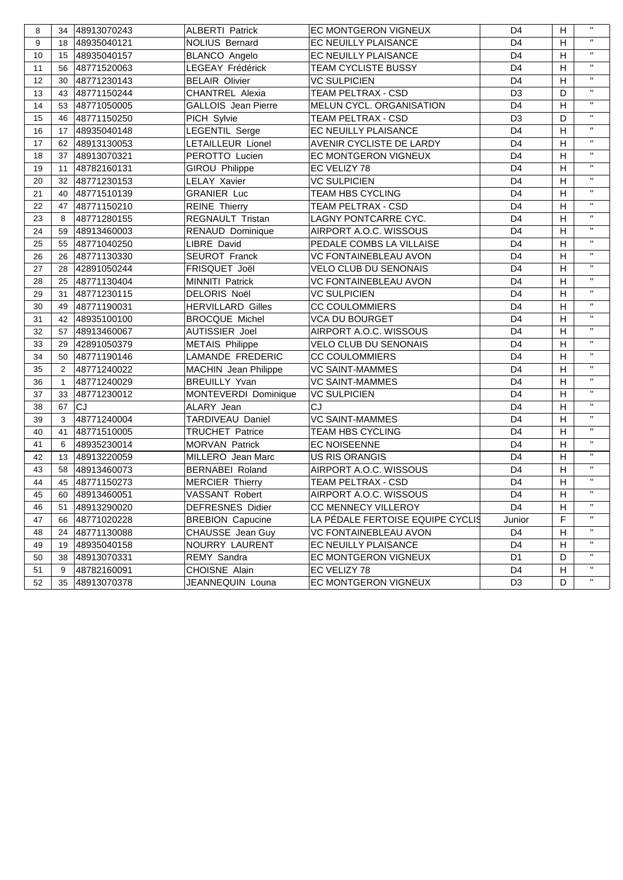| | | | | | | | |
|---|---|---|---|---|---|---|---|
| 8 | 34 | 48913070243 | ALBERTI Patrick | EC MONTGERON VIGNEUX | D4 | H | " |
| 9 | 18 | 48935040121 | NOLIUS Bernard | EC NEUILLY PLAISANCE | D4 | H | " |
| 10 | 15 | 48935040157 | BLANCO Angelo | EC NEUILLY PLAISANCE | D4 | H | " |
| 11 | 56 | 48771520063 | LEGEAY Frédérick | TEAM CYCLISTE BUSSY | D4 | H | " |
| 12 | 30 | 48771230143 | BELAIR Olivier | VC SULPICIEN | D4 | H | " |
| 13 | 43 | 48771150244 | CHANTREL Alexia | TEAM PELTRAX - CSD | D3 | D | " |
| 14 | 53 | 48771050005 | GALLOIS Jean Pierre | MELUN CYCL. ORGANISATION | D4 | H | " |
| 15 | 46 | 48771150250 | PICH Sylvie | TEAM PELTRAX - CSD | D3 | D | " |
| 16 | 17 | 48935040148 | LEGENTIL Serge | EC NEUILLY PLAISANCE | D4 | H | " |
| 17 | 62 | 48913130053 | LETAILLEUR Lionel | AVENIR CYCLISTE DE LARDY | D4 | H | " |
| 18 | 37 | 48913070321 | PEROTTO Lucien | EC MONTGERON VIGNEUX | D4 | H | " |
| 19 | 11 | 48782160131 | GIROU Philippe | EC VELIZY 78 | D4 | H | " |
| 20 | 32 | 48771230153 | LELAY Xavier | VC SULPICIEN | D4 | H | " |
| 21 | 40 | 48771510139 | GRANIER Luc | TEAM HBS CYCLING | D4 | H | " |
| 22 | 47 | 48771150210 | REINE Thierry | TEAM PELTRAX - CSD | D4 | H | " |
| 23 | 8 | 48771280155 | REGNAULT Tristan | LAGNY PONTCARRE CYC. | D4 | H | " |
| 24 | 59 | 48913460003 | RENAUD Dominique | AIRPORT A.O.C. WISSOUS | D4 | H | " |
| 25 | 55 | 48771040250 | LIBRE David | PEDALE COMBS LA VILLAISE | D4 | H | " |
| 26 | 26 | 48771130330 | SEUROT Franck | VC FONTAINEBLEAU AVON | D4 | H | " |
| 27 | 28 | 42891050244 | FRISQUET Joël | VELO CLUB DU SENONAIS | D4 | H | " |
| 28 | 25 | 48771130404 | MINNITI Patrick | VC FONTAINEBLEAU AVON | D4 | H | " |
| 29 | 31 | 48771230115 | DELORIS Noël | VC SULPICIEN | D4 | H | " |
| 30 | 49 | 48771190031 | HERVILLARD Gilles | CC COULOMMIERS | D4 | H | " |
| 31 | 42 | 48935100100 | BROCQUE Michel | VCA DU BOURGET | D4 | H | " |
| 32 | 57 | 48913460067 | AUTISSIER Joel | AIRPORT A.O.C. WISSOUS | D4 | H | " |
| 33 | 29 | 42891050379 | METAIS Philippe | VELO CLUB DU SENONAIS | D4 | H | " |
| 34 | 50 | 48771190146 | LAMANDE FREDERIC | CC COULOMMIERS | D4 | H | " |
| 35 | 2 | 48771240022 | MACHIN Jean Philippe | VC SAINT-MAMMES | D4 | H | " |
| 36 | 1 | 48771240029 | BREUILLY Yvan | VC SAINT-MAMMES | D4 | H | " |
| 37 | 33 | 48771230012 | MONTEVERDI Dominique | VC SULPICIEN | D4 | H | " |
| 38 | 67 | CJ | ALARY Jean | CJ | D4 | H | " |
| 39 | 3 | 48771240004 | TARDIVEAU Daniel | VC SAINT-MAMMES | D4 | H | " |
| 40 | 41 | 48771510005 | TRUCHET Patrice | TEAM HBS CYCLING | D4 | H | " |
| 41 | 6 | 48935230014 | MORVAN Patrick | EC NOISEENNE | D4 | H | " |
| 42 | 13 | 48913220059 | MILLERO Jean Marc | US RIS ORANGIS | D4 | H | " |
| 43 | 58 | 48913460073 | BERNABEI Roland | AIRPORT A.O.C. WISSOUS | D4 | H | " |
| 44 | 45 | 48771150273 | MERCIER Thierry | TEAM PELTRAX - CSD | D4 | H | " |
| 45 | 60 | 48913460051 | VASSANT Robert | AIRPORT A.O.C. WISSOUS | D4 | H | " |
| 46 | 51 | 48913290020 | DEFRESNES Didier | CC MENNECY VILLEROY | D4 | H | " |
| 47 | 66 | 48771020228 | BREBION Capucine | LA PÉDALE FERTOISE EQUIPE CYCLIS | Junior | F | " |
| 48 | 24 | 48771130088 | CHAUSSE Jean Guy | VC FONTAINEBLEAU AVON | D4 | H | " |
| 49 | 19 | 48935040158 | NOURRY LAURENT | EC NEUILLY PLAISANCE | D4 | H | " |
| 50 | 38 | 48913070331 | REMY Sandra | EC MONTGERON VIGNEUX | D1 | D | " |
| 51 | 9 | 48782160091 | CHOISNE Alain | EC VELIZY 78 | D4 | H | " |
| 52 | 35 | 48913070378 | JEANNEQUIN Louna | EC MONTGERON VIGNEUX | D3 | D | " |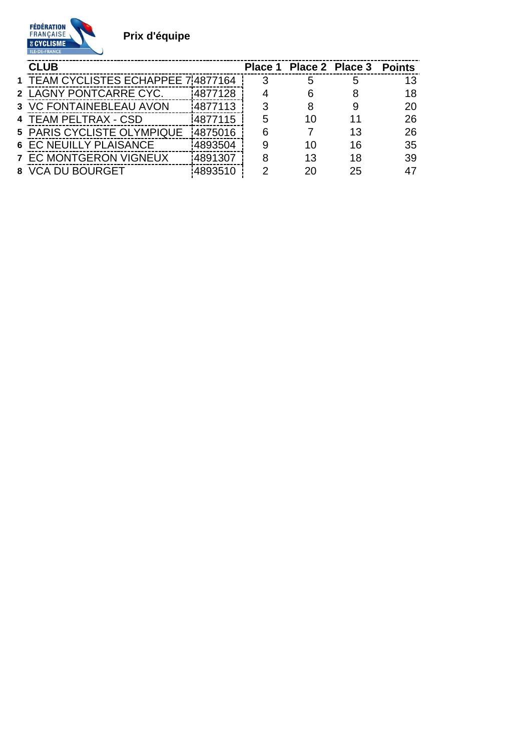**Prix d'équipe**

| | CLUB | | Place 1 | Place 2 | Place 3 | Points |
|---|---|---|---|---|---|---|
| 1 | TEAM CYCLISTES ECHAPPEE 7 | 4877164 | 3 | 5 | 5 | 13 |
| 2 | LAGNY PONTCARRE CYC. | 4877128 | 4 | 6 | 8 | 18 |
| 3 | VC FONTAINEBLEAU AVON | 4877113 | 3 | 8 | 9 | 20 |
| 4 | TEAM PELTRAX - CSD | 4877115 | 5 | 10 | 11 | 26 |
| 5 | PARIS CYCLISTE OLYMPIQUE | 4875016 | 6 | 7 | 13 | 26 |
| 6 | EC NEUILLY PLAISANCE | 4893504 | 9 | 10 | 16 | 35 |
| 7 | EC MONTGERON VIGNEUX | 4891307 | 8 | 13 | 18 | 39 |
| 8 | VCA DU BOURGET | 4893510 | 2 | 20 | 25 | 47 |